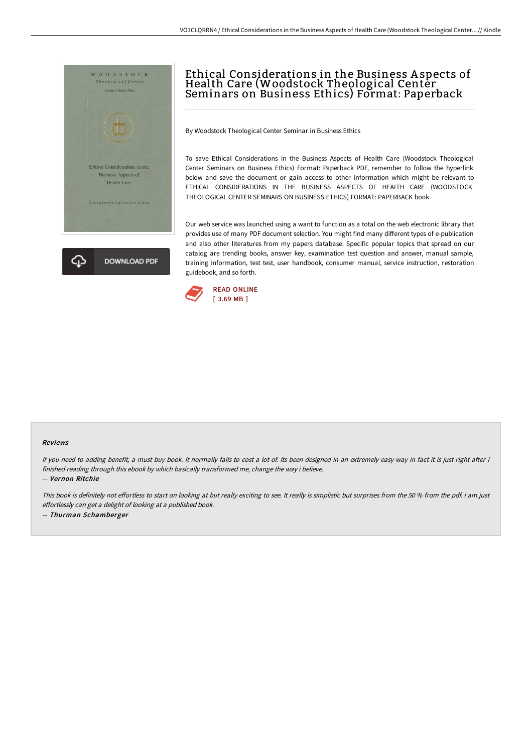# Ethical Considerations in the Business Aspects of Health Care (Woodstock Theological Center Seminars on Business Ethics) Format: Paperback

By Woodstock Theological Center Seminar in Business Ethics

To save Ethical Considerations in the Business Aspects of Health Care (Woodstock Theological Center Seminars on Business Ethics) Format: Paperback PDF, remember to follow the hyperlink below and save the document or gain access to other information which might be relevant to ETHICAL CONSIDERATIONS IN THE BUSINESS ASPECTS OF HEALTH CARE (WOODSTOCK THEOLOGICAL CENTER SEMINARS ON BUSINESS ETHICS) FORMAT: PAPERBACK book.

Our web service was launched using a want to function as a total on the web electronic library that provides use of many PDF document selection. You might find many different types of e-publication and also other literatures from my papers database. Specific popular topics that spread on our catalog are trending books, answer key, examination test question and answer, manual sample, training information, test test, user handbook, consumer manual, service instruction, restoration guidebook, and so forth.

DOWNLOAD PDF

READ ONLINE
[ 3.69 MB ]

#### Reviews

*If you need to adding benefit, a must buy book. It normally fails to cost a lot of. Its been designed in an extremely easy way in fact it is just right after i finished reading through this ebook by which basically transformed me, change the way i believe.*

-- *Vernon Ritchie*

*This book is definitely not effortless to start on looking at but really exciting to see. It really is simplistic but surprises from the 50 % from the pdf. I am just effortlessly can get a delight of looking at a published book.*

-- *Thurman Schamberger*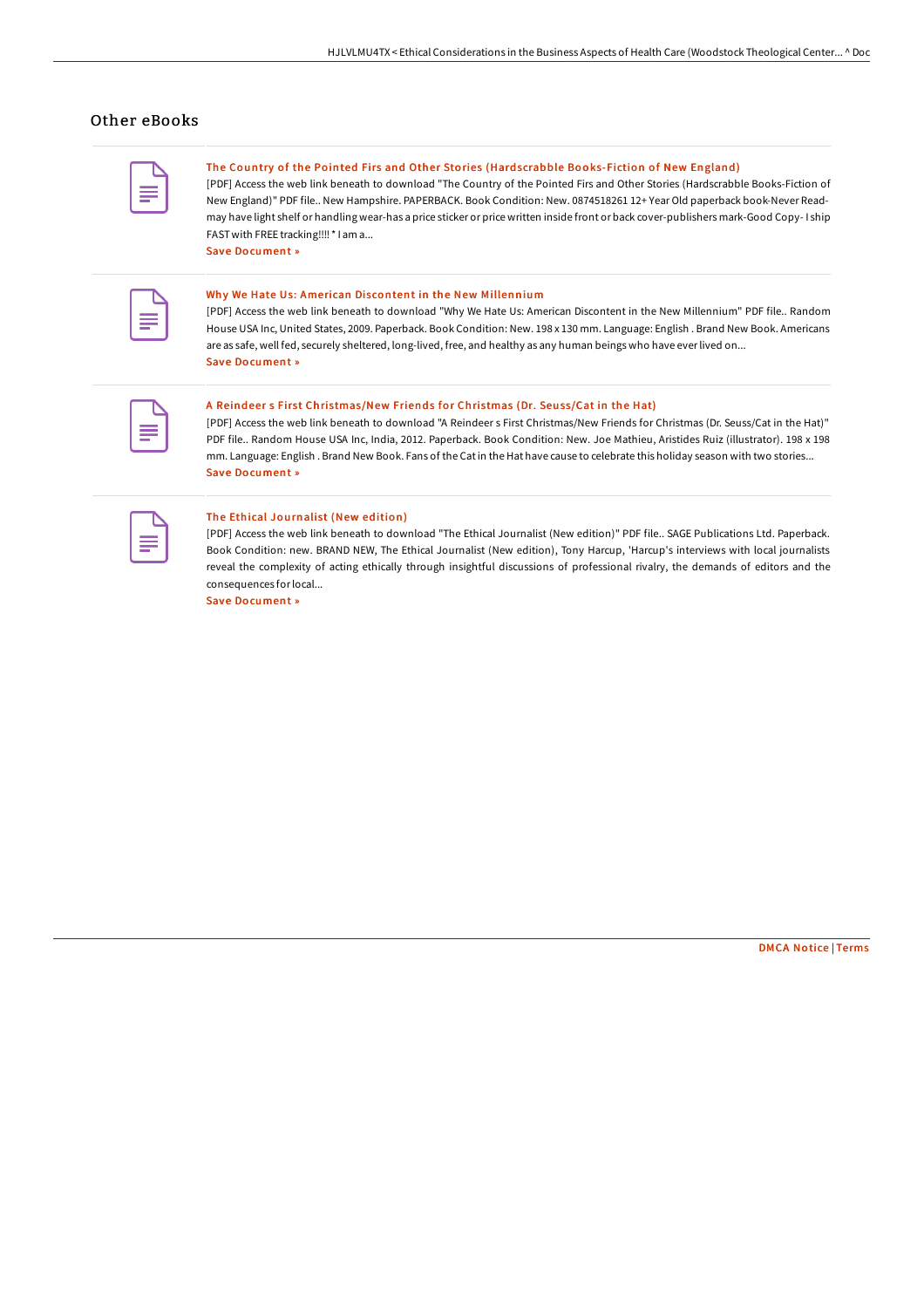## Other eBooks

### The Country of the Pointed Firs and Other Stories (Hardscrabble Books-Fiction of New England)

[PDF] Access the web link beneath to download "The Country of the Pointed Firs and Other Stories (Hardscrabble Books-Fiction of New England)" PDF file.. New Hampshire. PAPERBACK. Book Condition: New. 0874518261 12+ Year Old paperback book-Never Read-may have light shelf or handling wear-has a price sticker or price written inside front or back cover-publishers mark-Good Copy- I ship FAST with FREE tracking!!!! * I am a...

Save Document »

### Why We Hate Us: American Discontent in the New Millennium

[PDF] Access the web link beneath to download "Why We Hate Us: American Discontent in the New Millennium" PDF file.. Random House USA Inc, United States, 2009. Paperback. Book Condition: New. 198 x 130 mm. Language: English . Brand New Book. Americans are as safe, well fed, securely sheltered, long-lived, free, and healthy as any human beings who have ever lived on...

Save Document »

### A Reindeer s First Christmas/New Friends for Christmas (Dr. Seuss/Cat in the Hat)

[PDF] Access the web link beneath to download "A Reindeer s First Christmas/New Friends for Christmas (Dr. Seuss/Cat in the Hat)" PDF file.. Random House USA Inc, India, 2012. Paperback. Book Condition: New. Joe Mathieu, Aristides Ruiz (illustrator). 198 x 198 mm. Language: English . Brand New Book. Fans of the Cat in the Hat have cause to celebrate this holiday season with two stories...

Save Document »

### The Ethical Journalist (New edition)

[PDF] Access the web link beneath to download "The Ethical Journalist (New edition)" PDF file.. SAGE Publications Ltd. Paperback. Book Condition: new. BRAND NEW, The Ethical Journalist (New edition), Tony Harcup, 'Harcup's interviews with local journalists reveal the complexity of acting ethically through insightful discussions of professional rivalry, the demands of editors and the consequences for local...

Save Document »